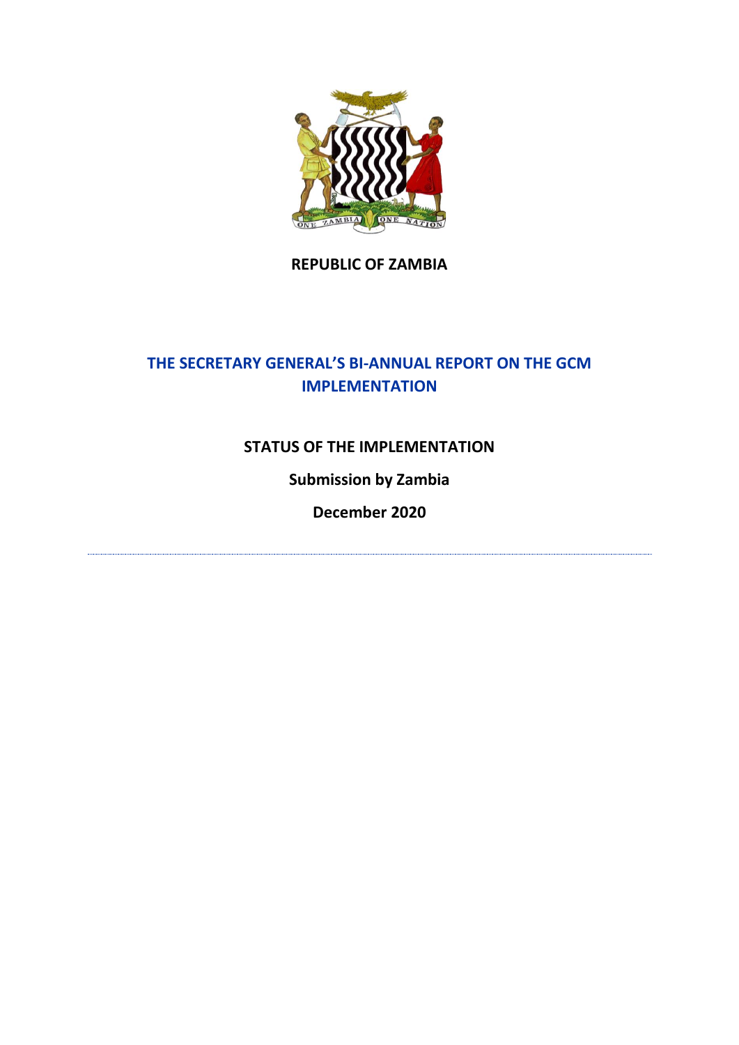**REPUBLIC OF ZAMBIA**

# THE SECRETARY GENERAL'S BI-ANNUAL REPORT ON THE GCM IMPLEMENTATION

## STATUS OF THE IMPLEMENTATION

**Submission by Zambia**

**December 2020**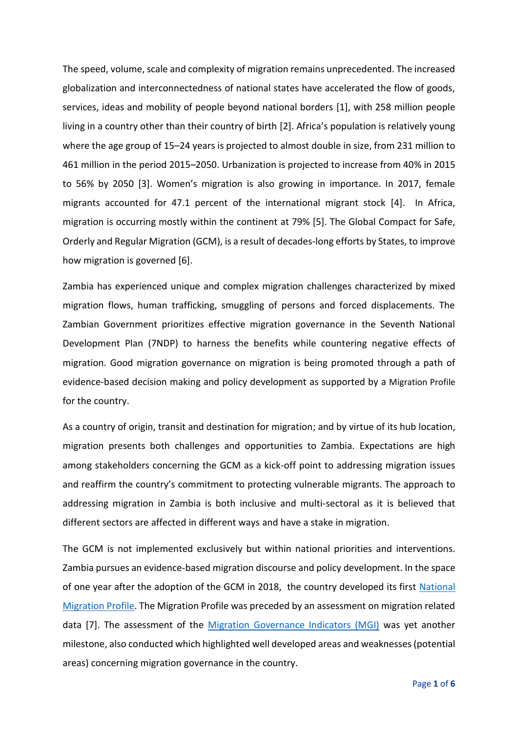The speed, volume, scale and complexity of migration remains unprecedented. The increased globalization and interconnectedness of national states have accelerated the flow of goods, services, ideas and mobility of people beyond national borders [1], with 258 million people living in a country other than their country of birth [2]. Africa's population is relatively young where the age group of 15–24 years is projected to almost double in size, from 231 million to 461 million in the period 2015–2050. Urbanization is projected to increase from 40% in 2015 to 56% by 2050 [3]. Women's migration is also growing in importance. In 2017, female migrants accounted for 47.1 percent of the international migrant stock [4]. In Africa, migration is occurring mostly within the continent at 79% [5]. The Global Compact for Safe, Orderly and Regular Migration (GCM), is a result of decades-long efforts by States, to improve how migration is governed [6].

Zambia has experienced unique and complex migration challenges characterized by mixed migration flows, human trafficking, smuggling of persons and forced displacements. The Zambian Government prioritizes effective migration governance in the Seventh National Development Plan (7NDP) to harness the benefits while countering negative effects of migration. Good migration governance on migration is being promoted through a path of evidence-based decision making and policy development as supported by a Migration Profile for the country.

As a country of origin, transit and destination for migration; and by virtue of its hub location, migration presents both challenges and opportunities to Zambia. Expectations are high among stakeholders concerning the GCM as a kick-off point to addressing migration issues and reaffirm the country's commitment to protecting vulnerable migrants. The approach to addressing migration in Zambia is both inclusive and multi-sectoral as it is believed that different sectors are affected in different ways and have a stake in migration.

The GCM is not implemented exclusively but within national priorities and interventions. Zambia pursues an evidence-based migration discourse and policy development. In the space of one year after the adoption of the GCM in 2018, the country developed its first National Migration Profile. The Migration Profile was preceded by an assessment on migration related data [7]. The assessment of the Migration Governance Indicators (MGI) was yet another milestone, also conducted which highlighted well developed areas and weaknesses (potential areas) concerning migration governance in the country.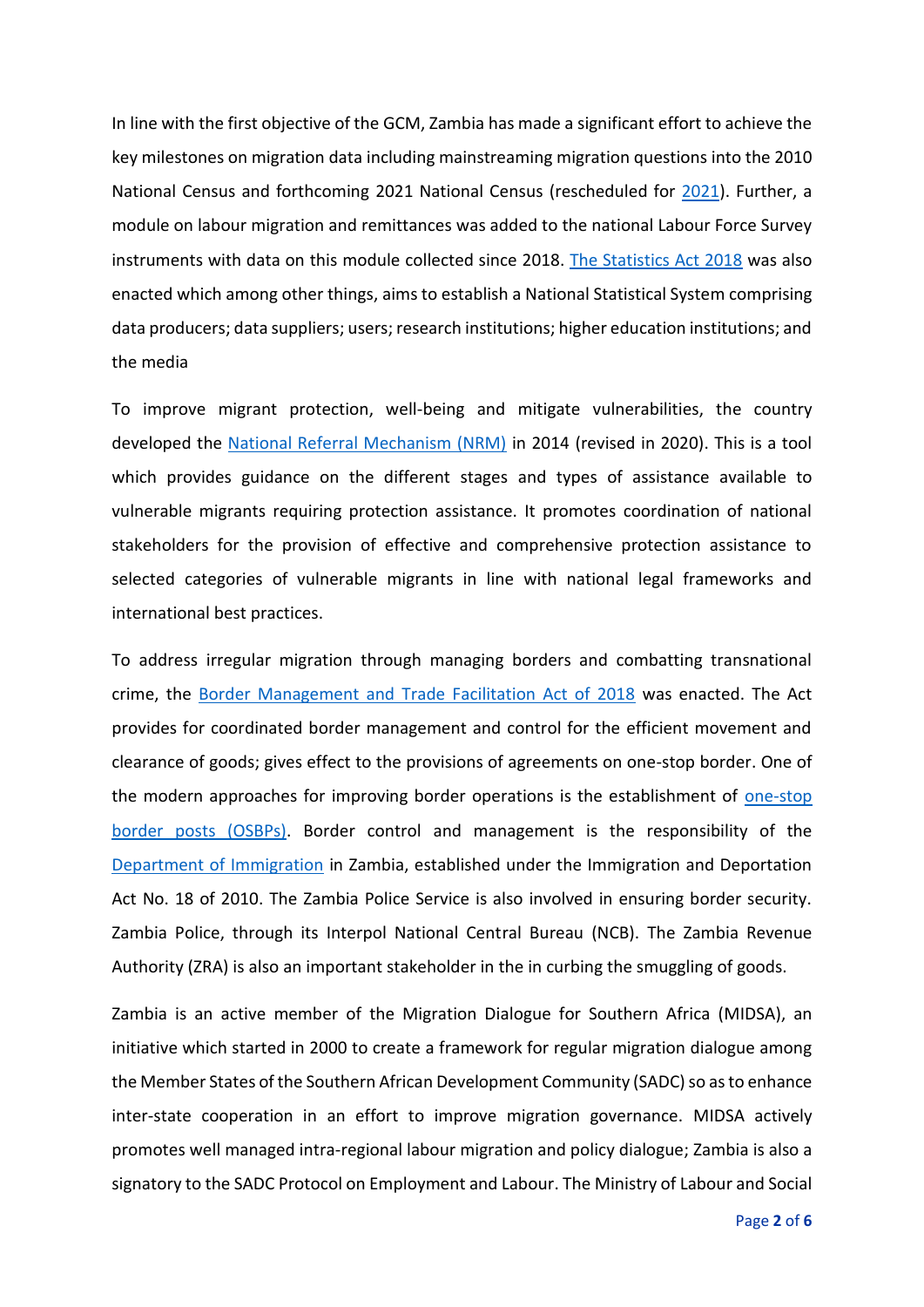In line with the first objective of the GCM, Zambia has made a significant effort to achieve the key milestones on migration data including mainstreaming migration questions into the 2010 National Census and forthcoming 2021 National Census (rescheduled for 2021). Further, a module on labour migration and remittances was added to the national Labour Force Survey instruments with data on this module collected since 2018. The Statistics Act 2018 was also enacted which among other things, aims to establish a National Statistical System comprising data producers; data suppliers; users; research institutions; higher education institutions; and the media

To improve migrant protection, well-being and mitigate vulnerabilities, the country developed the National Referral Mechanism (NRM) in 2014 (revised in 2020). This is a tool which provides guidance on the different stages and types of assistance available to vulnerable migrants requiring protection assistance. It promotes coordination of national stakeholders for the provision of effective and comprehensive protection assistance to selected categories of vulnerable migrants in line with national legal frameworks and international best practices.

To address irregular migration through managing borders and combatting transnational crime, the Border Management and Trade Facilitation Act of 2018 was enacted. The Act provides for coordinated border management and control for the efficient movement and clearance of goods; gives effect to the provisions of agreements on one-stop border. One of the modern approaches for improving border operations is the establishment of one-stop border posts (OSBPs). Border control and management is the responsibility of the Department of Immigration in Zambia, established under the Immigration and Deportation Act No. 18 of 2010. The Zambia Police Service is also involved in ensuring border security. Zambia Police, through its Interpol National Central Bureau (NCB). The Zambia Revenue Authority (ZRA) is also an important stakeholder in the in curbing the smuggling of goods.

Zambia is an active member of the Migration Dialogue for Southern Africa (MIDSA), an initiative which started in 2000 to create a framework for regular migration dialogue among the Member States of the Southern African Development Community (SADC) so as to enhance inter-state cooperation in an effort to improve migration governance. MIDSA actively promotes well managed intra-regional labour migration and policy dialogue; Zambia is also a signatory to the SADC Protocol on Employment and Labour. The Ministry of Labour and Social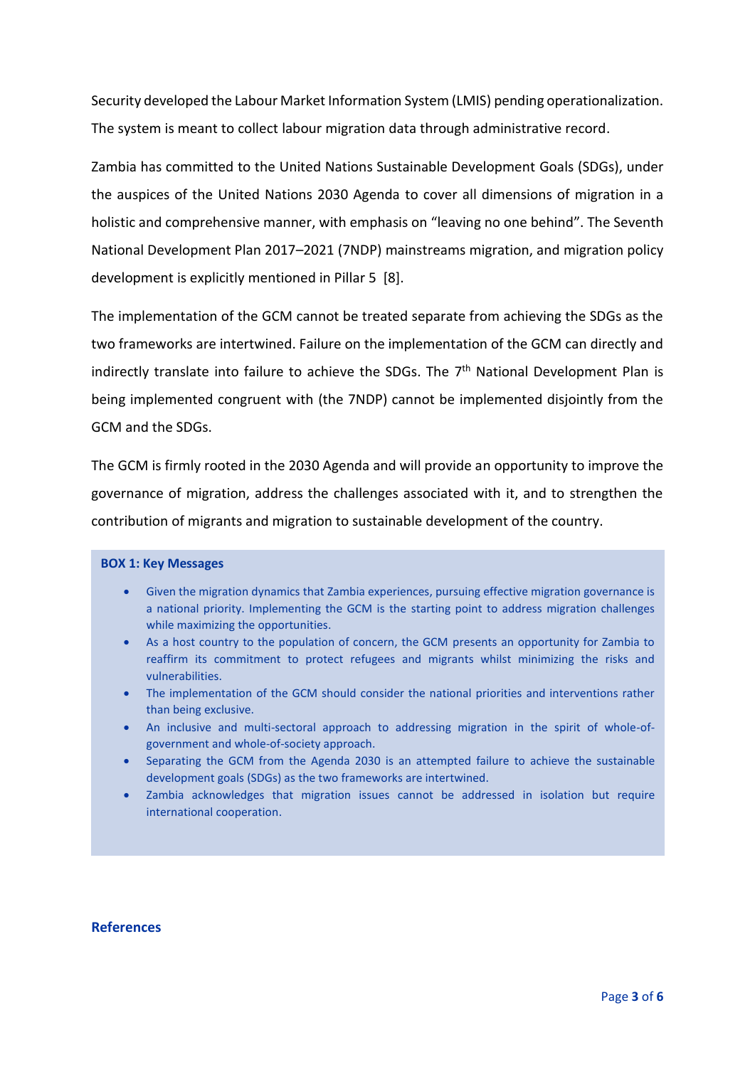Security developed the Labour Market Information System (LMIS) pending operationalization. The system is meant to collect labour migration data through administrative record.

Zambia has committed to the United Nations Sustainable Development Goals (SDGs), under the auspices of the United Nations 2030 Agenda to cover all dimensions of migration in a holistic and comprehensive manner, with emphasis on "leaving no one behind". The Seventh National Development Plan 2017–2021 (7NDP) mainstreams migration, and migration policy development is explicitly mentioned in Pillar 5 [8].

The implementation of the GCM cannot be treated separate from achieving the SDGs as the two frameworks are intertwined. Failure on the implementation of the GCM can directly and indirectly translate into failure to achieve the SDGs. The 7th National Development Plan is being implemented congruent with (the 7NDP) cannot be implemented disjointly from the GCM and the SDGs.

The GCM is firmly rooted in the 2030 Agenda and will provide an opportunity to improve the governance of migration, address the challenges associated with it, and to strengthen the contribution of migrants and migration to sustainable development of the country.

> **BOX 1: Key Messages**
>
> - Given the migration dynamics that Zambia experiences, pursuing effective migration governance is a national priority. Implementing the GCM is the starting point to address migration challenges while maximizing the opportunities.
> - As a host country to the population of concern, the GCM presents an opportunity for Zambia to reaffirm its commitment to protect refugees and migrants whilst minimizing the risks and vulnerabilities.
> - The implementation of the GCM should consider the national priorities and interventions rather than being exclusive.
> - An inclusive and multi-sectoral approach to addressing migration in the spirit of whole-of-government and whole-of-society approach.
> - Separating the GCM from the Agenda 2030 is an attempted failure to achieve the sustainable development goals (SDGs) as the two frameworks are intertwined.
> - Zambia acknowledges that migration issues cannot be addressed in isolation but require international cooperation.

## References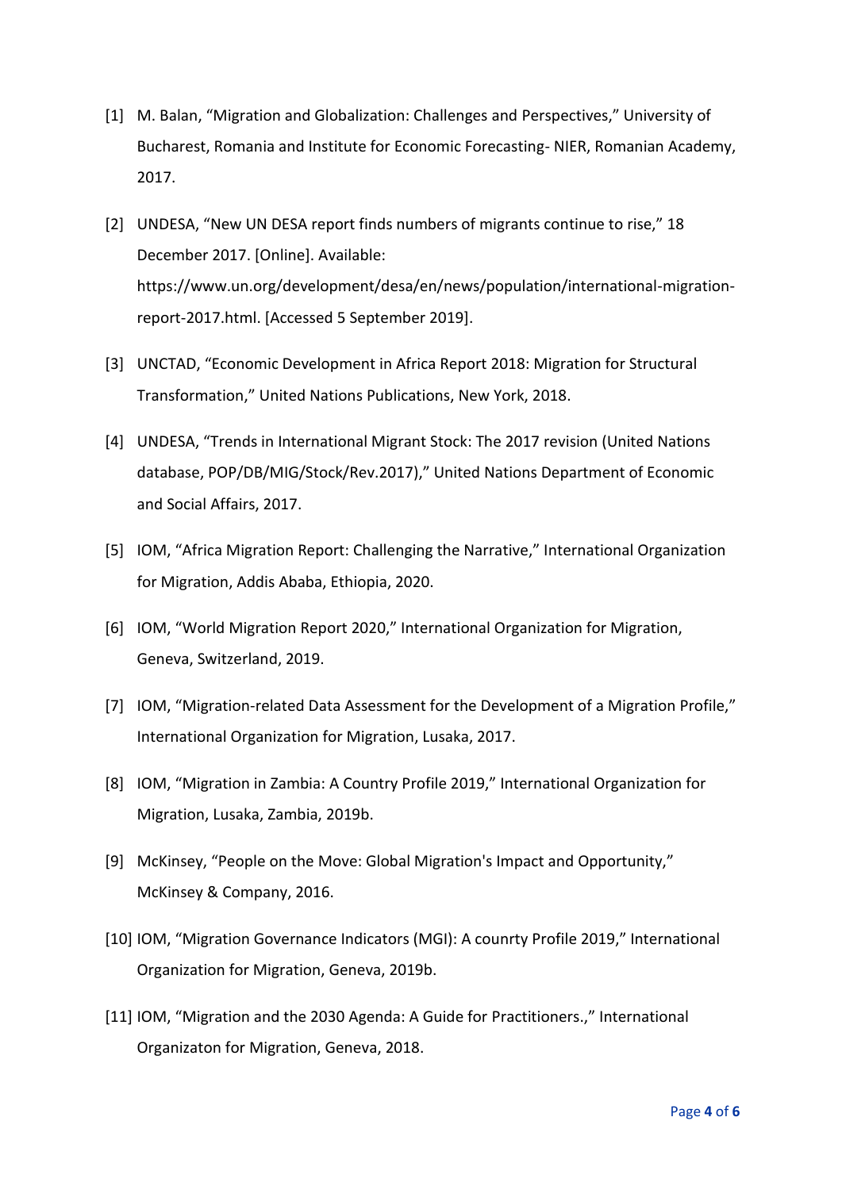[1] M. Balan, "Migration and Globalization: Challenges and Perspectives," University of Bucharest, Romania and Institute for Economic Forecasting- NIER, Romanian Academy, 2017.

[2] UNDESA, "New UN DESA report finds numbers of migrants continue to rise," 18 December 2017. [Online]. Available: https://www.un.org/development/desa/en/news/population/international-migration-report-2017.html. [Accessed 5 September 2019].

[3] UNCTAD, "Economic Development in Africa Report 2018: Migration for Structural Transformation," United Nations Publications, New York, 2018.

[4] UNDESA, "Trends in International Migrant Stock: The 2017 revision (United Nations database, POP/DB/MIG/Stock/Rev.2017)," United Nations Department of Economic and Social Affairs, 2017.

[5] IOM, "Africa Migration Report: Challenging the Narrative," International Organization for Migration, Addis Ababa, Ethiopia, 2020.

[6] IOM, "World Migration Report 2020," International Organization for Migration, Geneva, Switzerland, 2019.

[7] IOM, "Migration-related Data Assessment for the Development of a Migration Profile," International Organization for Migration, Lusaka, 2017.

[8] IOM, "Migration in Zambia: A Country Profile 2019," International Organization for Migration, Lusaka, Zambia, 2019b.

[9] McKinsey, "People on the Move: Global Migration's Impact and Opportunity," McKinsey & Company, 2016.

[10] IOM, "Migration Governance Indicators (MGI): A counrty Profile 2019," International Organization for Migration, Geneva, 2019b.

[11] IOM, "Migration and the 2030 Agenda: A Guide for Practitioners.," International Organizaton for Migration, Geneva, 2018.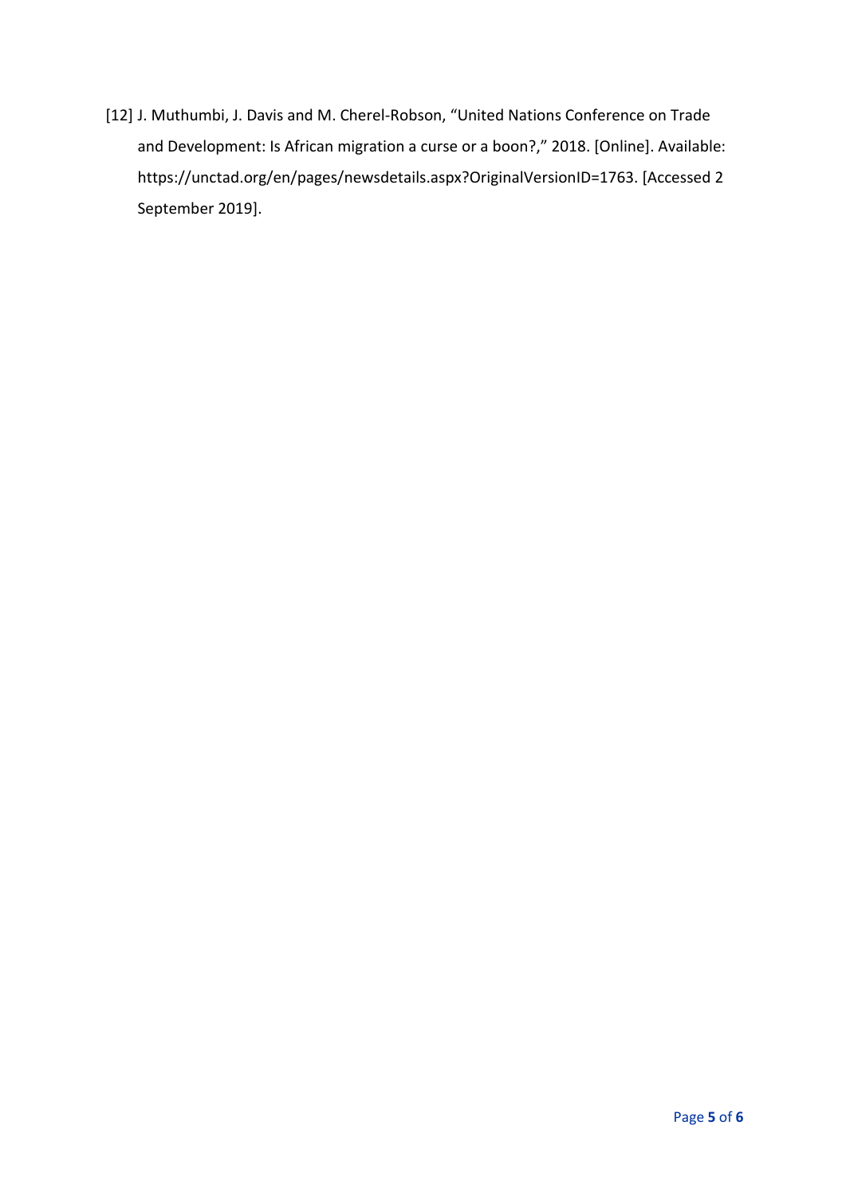[12] J. Muthumbi, J. Davis and M. Cherel-Robson, “United Nations Conference on Trade and Development: Is African migration a curse or a boon?,” 2018. [Online]. Available: https://unctad.org/en/pages/newsdetails.aspx?OriginalVersionID=1763. [Accessed 2 September 2019].